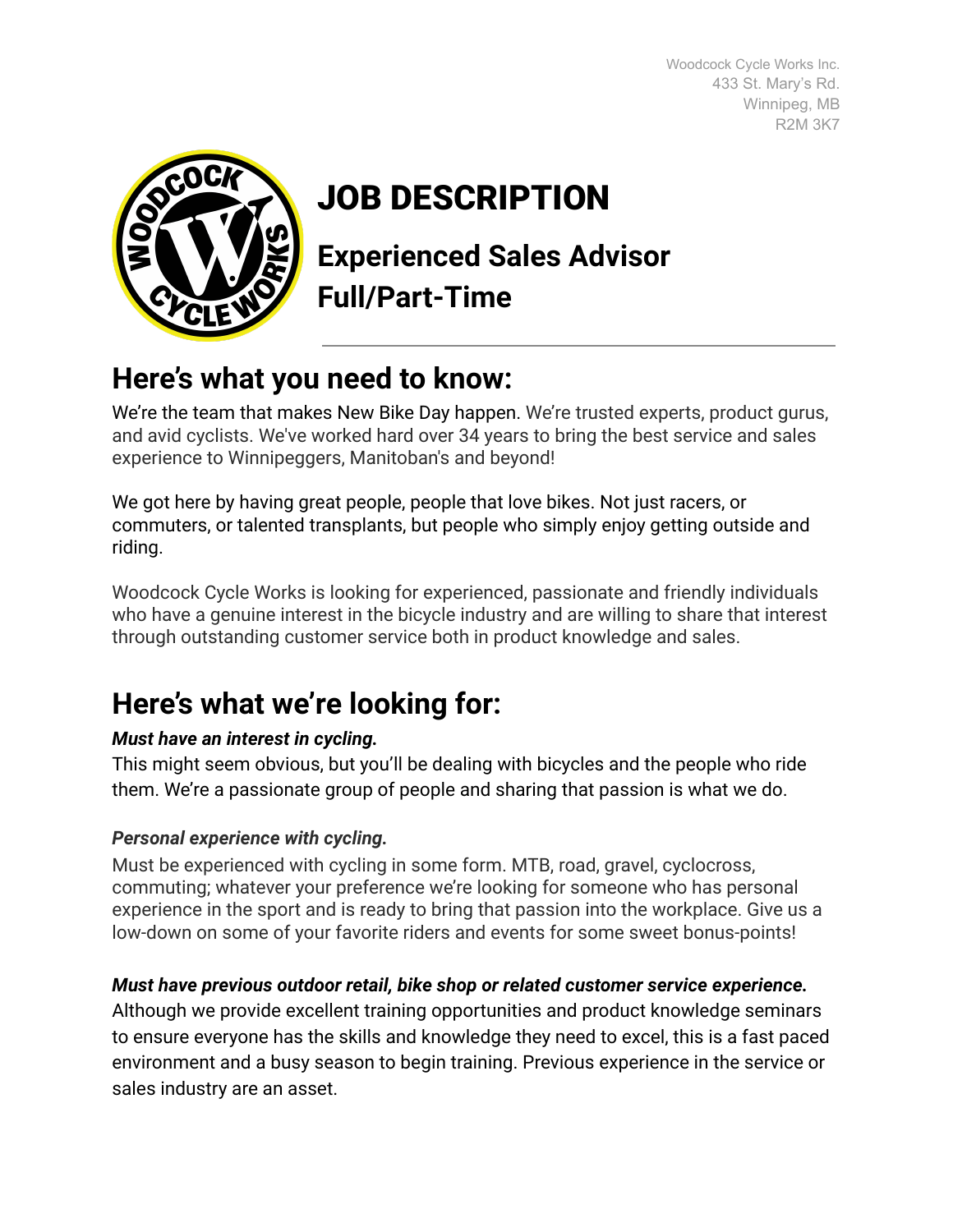Woodcock Cycle Works Inc.
433 St. Mary's Rd.
Winnipeg, MB
R2M 3K7

# JOB DESCRIPTION

## Experienced Sales Advisor
## Full/Part-Time

## Here's what you need to know:

We're the team that makes New Bike Day happen. We're trusted experts, product gurus, and avid cyclists. We've worked hard over 34 years to bring the best service and sales experience to Winnipeggers, Manitoban's and beyond!

We got here by having great people, people that love bikes. Not just racers, or commuters, or talented transplants, but people who simply enjoy getting outside and riding.

Woodcock Cycle Works is looking for experienced, passionate and friendly individuals who have a genuine interest in the bicycle industry and are willing to share that interest through outstanding customer service both in product knowledge and sales.

## Here's what we're looking for:

***Must have an interest in cycling.***

This might seem obvious, but you'll be dealing with bicycles and the people who ride them. We're a passionate group of people and sharing that passion is what we do.

***Personal experience with cycling.***

Must be experienced with cycling in some form. MTB, road, gravel, cyclocross, commuting; whatever your preference we're looking for someone who has personal experience in the sport and is ready to bring that passion into the workplace. Give us a low-down on some of your favorite riders and events for some sweet bonus-points!

***Must have previous outdoor retail, bike shop or related customer service experience.***

Although we provide excellent training opportunities and product knowledge seminars to ensure everyone has the skills and knowledge they need to excel, this is a fast paced environment and a busy season to begin training. Previous experience in the service or sales industry are an asset.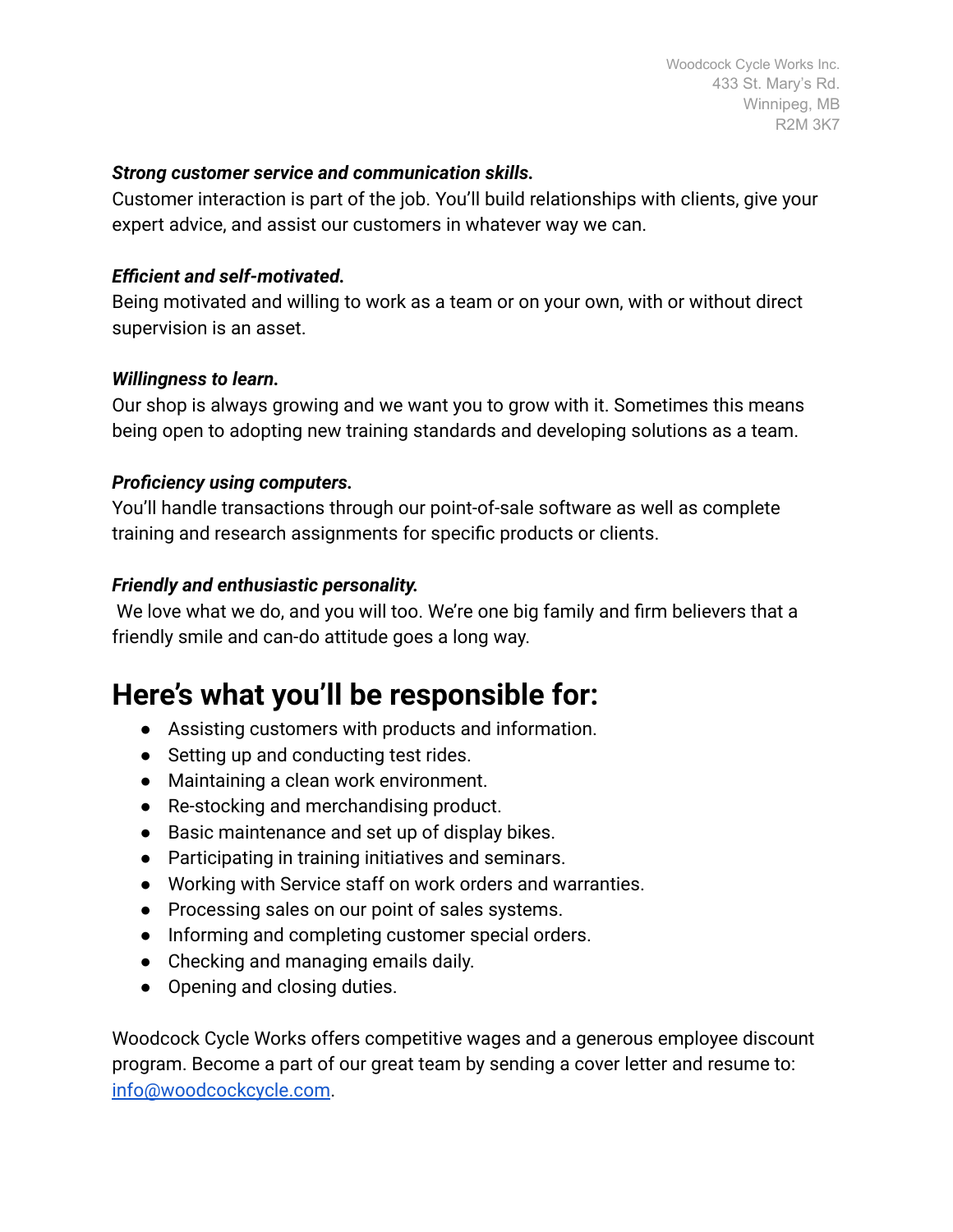***Strong customer service and communication skills.***
Customer interaction is part of the job. You'll build relationships with clients, give your expert advice, and assist our customers in whatever way we can.

***Efficient and self-motivated.***
Being motivated and willing to work as a team or on your own, with or without direct supervision is an asset.

***Willingness to learn.***
Our shop is always growing and we want you to grow with it. Sometimes this means being open to adopting new training standards and developing solutions as a team.

***Proficiency using computers.***
You'll handle transactions through our point-of-sale software as well as complete training and research assignments for specific products or clients.

***Friendly and enthusiastic personality.***
We love what we do, and you will too. We're one big family and firm believers that a friendly smile and can-do attitude goes a long way.

# Here's what you'll be responsible for:

- Assisting customers with products and information.
- Setting up and conducting test rides.
- Maintaining a clean work environment.
- Re-stocking and merchandising product.
- Basic maintenance and set up of display bikes.
- Participating in training initiatives and seminars.
- Working with Service staff on work orders and warranties.
- Processing sales on our point of sales systems.
- Informing and completing customer special orders.
- Checking and managing emails daily.
- Opening and closing duties.

Woodcock Cycle Works offers competitive wages and a generous employee discount program. Become a part of our great team by sending a cover letter and resume to: info@woodcockcycle.com.